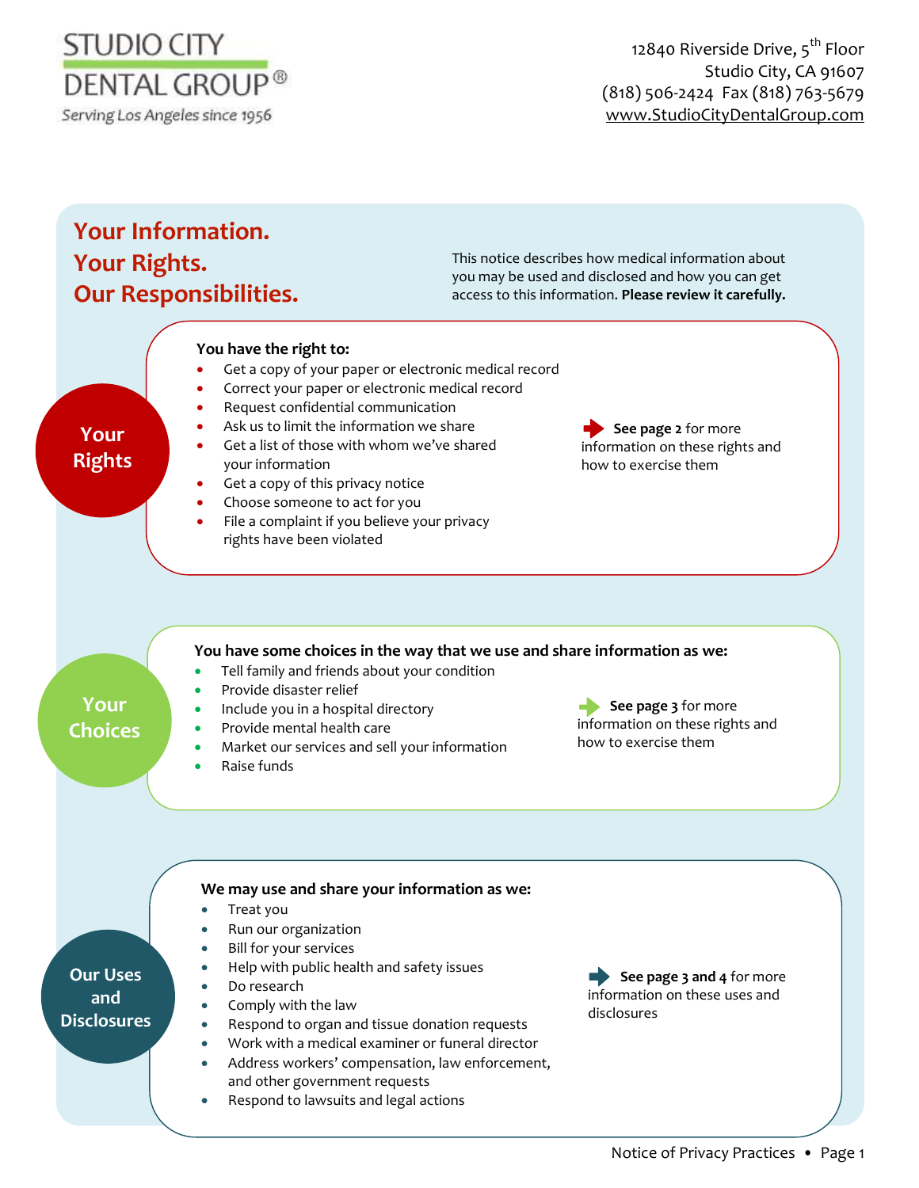STUDIO CITY DENTAL GROUP®

Serving Los Angeles since 1956

12840 Riverside Drive, 5th Floor
Studio City, CA 91607
(818) 506-2424 Fax (818) 763-5679
www.StudioCityDentalGroup.com

# Your Information. Your Rights. Our Responsibilities.

This notice describes how medical information about you may be used and disclosed and how you can get access to this information. **Please review it carefully.**

## Your Rights

**You have the right to:**

- Get a copy of your paper or electronic medical record
- Correct your paper or electronic medical record
- Request confidential communication
- Ask us to limit the information we share
- Get a list of those with whom we've shared your information
- Get a copy of this privacy notice
- Choose someone to act for you
- File a complaint if you believe your privacy rights have been violated

**See page 2** for more information on these rights and how to exercise them

## Your Choices

**You have some choices in the way that we use and share information as we:**

- Tell family and friends about your condition
- Provide disaster relief
- Include you in a hospital directory
- Provide mental health care
- Market our services and sell your information
- Raise funds

**See page 3** for more information on these rights and how to exercise them

## Our Uses and Disclosures

**We may use and share your information as we:**

- Treat you
- Run our organization
- Bill for your services
- Help with public health and safety issues
- Do research
- Comply with the law
- Respond to organ and tissue donation requests
- Work with a medical examiner or funeral director
- Address workers' compensation, law enforcement, and other government requests
- Respond to lawsuits and legal actions

**See page 3 and 4** for more information on these uses and disclosures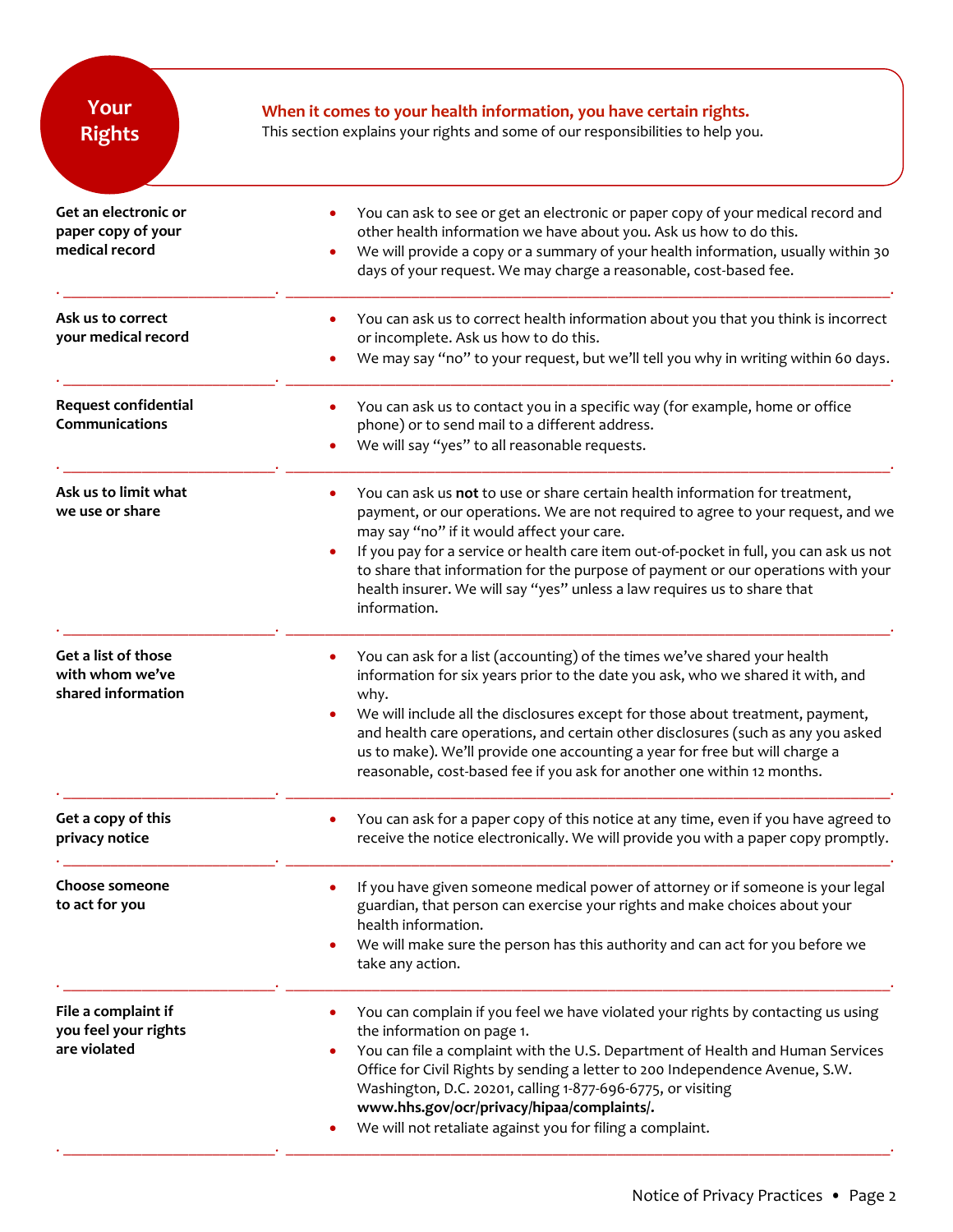## Your Rights

**When it comes to your health information, you have certain rights.**
This section explains your rights and some of our responsibilities to help you.

**Get an electronic or paper copy of your medical record**

- You can ask to see or get an electronic or paper copy of your medical record and other health information we have about you. Ask us how to do this.
- We will provide a copy or a summary of your health information, usually within 30 days of your request. We may charge a reasonable, cost-based fee.

**Ask us to correct your medical record**

- You can ask us to correct health information about you that you think is incorrect or incomplete. Ask us how to do this.
- We may say "no" to your request, but we'll tell you why in writing within 60 days.

**Request confidential Communications**

- You can ask us to contact you in a specific way (for example, home or office phone) or to send mail to a different address.
- We will say "yes" to all reasonable requests.

**Ask us to limit what we use or share**

- You can ask us **not** to use or share certain health information for treatment, payment, or our operations. We are not required to agree to your request, and we may say "no" if it would affect your care.
- If you pay for a service or health care item out-of-pocket in full, you can ask us not to share that information for the purpose of payment or our operations with your health insurer. We will say "yes" unless a law requires us to share that information.

**Get a list of those with whom we've shared information**

- You can ask for a list (accounting) of the times we've shared your health information for six years prior to the date you ask, who we shared it with, and why.
- We will include all the disclosures except for those about treatment, payment, and health care operations, and certain other disclosures (such as any you asked us to make). We'll provide one accounting a year for free but will charge a reasonable, cost-based fee if you ask for another one within 12 months.

**Get a copy of this privacy notice**

- You can ask for a paper copy of this notice at any time, even if you have agreed to receive the notice electronically. We will provide you with a paper copy promptly.

**Choose someone to act for you**

- If you have given someone medical power of attorney or if someone is your legal guardian, that person can exercise your rights and make choices about your health information.
- We will make sure the person has this authority and can act for you before we take any action.

**File a complaint if you feel your rights are violated**

- You can complain if you feel we have violated your rights by contacting us using the information on page 1.
- You can file a complaint with the U.S. Department of Health and Human Services Office for Civil Rights by sending a letter to 200 Independence Avenue, S.W. Washington, D.C. 20201, calling 1-877-696-6775, or visiting **www.hhs.gov/ocr/privacy/hipaa/complaints/.**
- We will not retaliate against you for filing a complaint.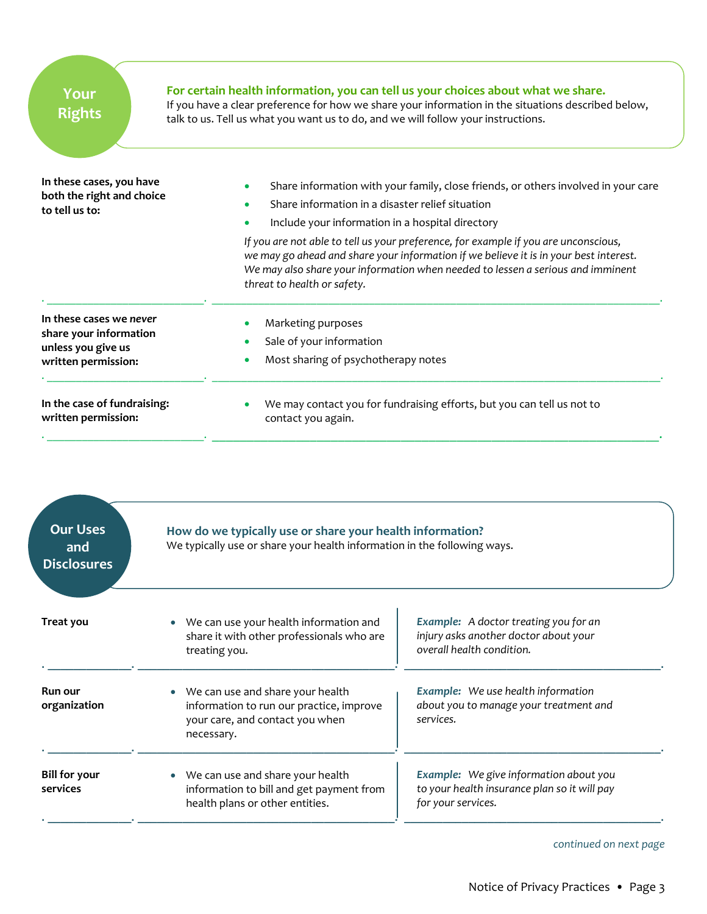## Your Rights

**For certain health information, you can tell us your choices about what we share.**
If you have a clear preference for how we share your information in the situations described below, talk to us. Tell us what you want us to do, and we will follow your instructions.

**In these cases, you have both the right and choice to tell us to:**

- Share information with your family, close friends, or others involved in your care
- Share information in a disaster relief situation
- Include your information in a hospital directory

*If you are not able to tell us your preference, for example if you are unconscious, we may go ahead and share your information if we believe it is in your best interest. We may also share your information when needed to lessen a serious and imminent threat to health or safety.*

**In these cases we *never* share your information unless you give us written permission:**

- Marketing purposes
- Sale of your information
- Most sharing of psychotherapy notes

**In the case of fundraising: written permission:**

- We may contact you for fundraising efforts, but you can tell us not to contact you again.

## Our Uses and Disclosures

**How do we typically use or share your health information?**
We typically use or share your health information in the following ways.

| | | |
|---|---|---|
| **Treat you** | • We can use your health information and share it with other professionals who are treating you. | ***Example:*** *A doctor treating you for an injury asks another doctor about your overall health condition.* |
| **Run our organization** | • We can use and share your health information to run our practice, improve your care, and contact you when necessary. | ***Example:*** *We use health information about you to manage your treatment and services.* |
| **Bill for your services** | • We can use and share your health information to bill and get payment from health plans or other entities. | ***Example:*** *We give information about you to your health insurance plan so it will pay for your services.* |

*continued on next page*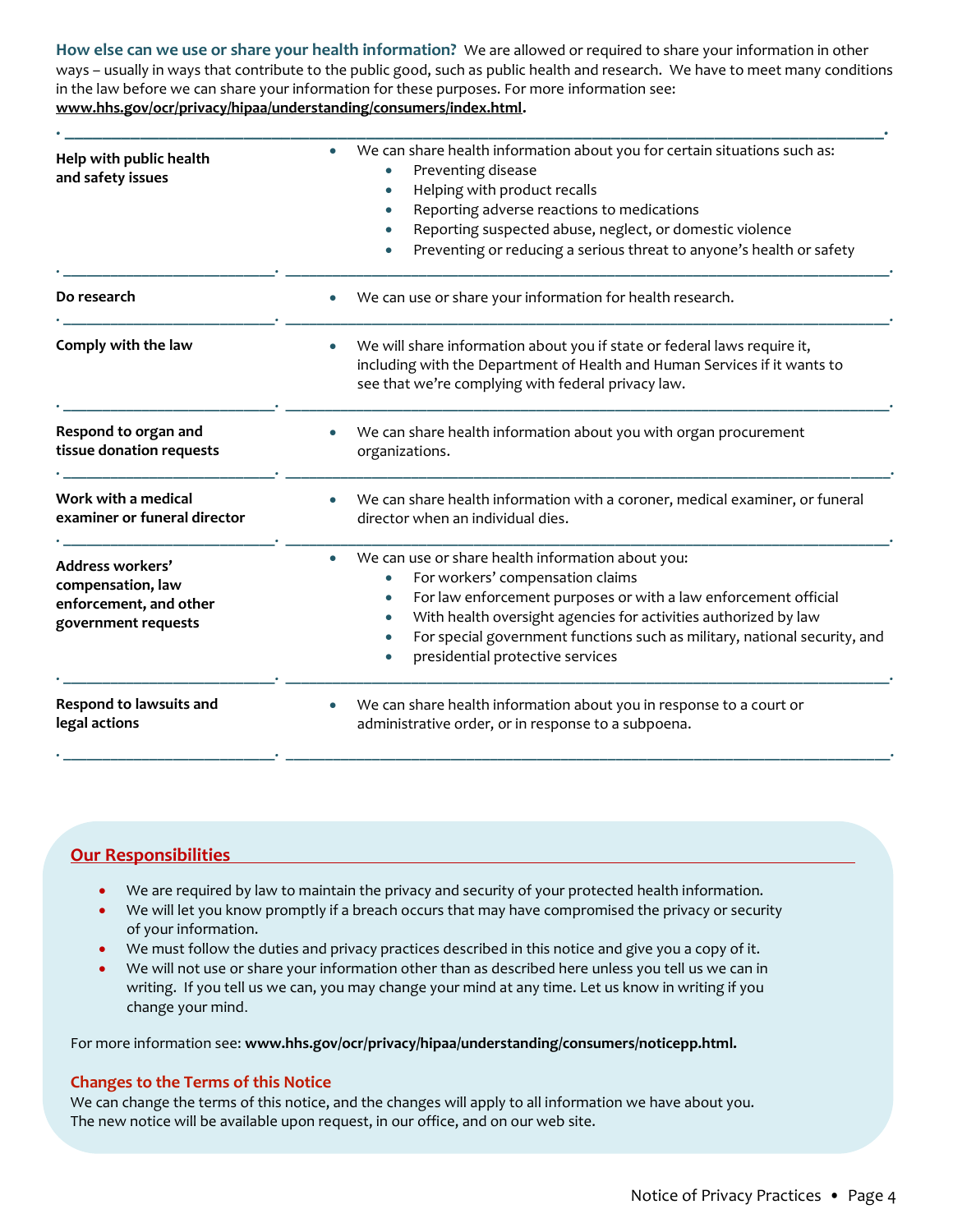**How else can we use or share your health information?** We are allowed or required to share your information in other ways – usually in ways that contribute to the public good, such as public health and research. We have to meet many conditions in the law before we can share your information for these purposes. For more information see: **www.hhs.gov/ocr/privacy/hipaa/understanding/consumers/index.html**.

| | |
|---|---|
| **Help with public health and safety issues** | • We can share health information about you for certain situations such as:<br>• Preventing disease<br>• Helping with product recalls<br>• Reporting adverse reactions to medications<br>• Reporting suspected abuse, neglect, or domestic violence<br>• Preventing or reducing a serious threat to anyone's health or safety |
| **Do research** | • We can use or share your information for health research. |
| **Comply with the law** | • We will share information about you if state or federal laws require it, including with the Department of Health and Human Services if it wants to see that we're complying with federal privacy law. |
| **Respond to organ and tissue donation requests** | • We can share health information about you with organ procurement organizations. |
| **Work with a medical examiner or funeral director** | • We can share health information with a coroner, medical examiner, or funeral director when an individual dies. |
| **Address workers' compensation, law enforcement, and other government requests** | • We can use or share health information about you:<br>• For workers' compensation claims<br>• For law enforcement purposes or with a law enforcement official<br>• With health oversight agencies for activities authorized by law<br>• For special government functions such as military, national security, and<br>• presidential protective services |
| **Respond to lawsuits and legal actions** | • We can share health information about you in response to a court or administrative order, or in response to a subpoena. |

## Our Responsibilities

- We are required by law to maintain the privacy and security of your protected health information.
- We will let you know promptly if a breach occurs that may have compromised the privacy or security of your information.
- We must follow the duties and privacy practices described in this notice and give you a copy of it.
- We will not use or share your information other than as described here unless you tell us we can in writing. If you tell us we can, you may change your mind at any time. Let us know in writing if you change your mind.

For more information see: **www.hhs.gov/ocr/privacy/hipaa/understanding/consumers/noticepp.html.**

### Changes to the Terms of this Notice

We can change the terms of this notice, and the changes will apply to all information we have about you. The new notice will be available upon request, in our office, and on our web site.